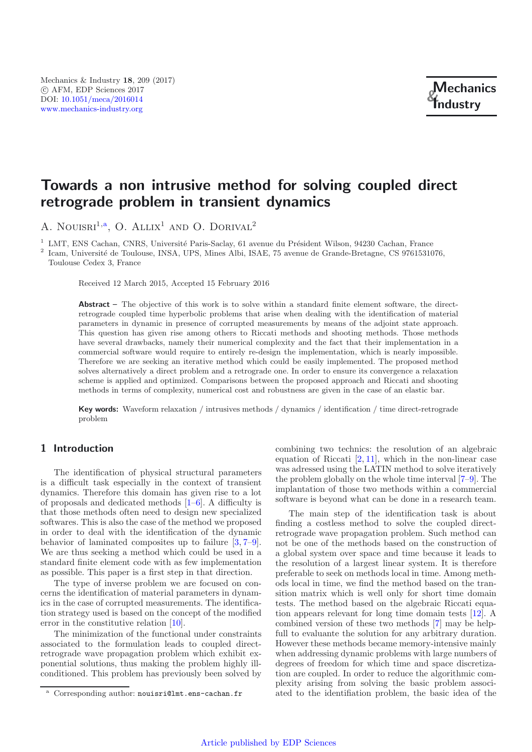Mechanics & Industry **18**, 209 (2017)
© AFM, EDP Sciences 2017
DOI: 10.1051/meca/2016014
www.mechanics-industry.org

# Towards a non intrusive method for solving coupled direct retrograde problem in transient dynamics

A. Nouisri[1,a], O. Allix[1] and O. Dorival[2]

[1] LMT, ENS Cachan, CNRS, Université Paris-Saclay, 61 avenue du Président Wilson, 94230 Cachan, France
[2] Icam, Université de Toulouse, INSA, UPS, Mines Albi, ISAE, 75 avenue de Grande-Bretagne, CS 9761531076, Toulouse Cedex 3, France

Received 12 March 2015, Accepted 15 February 2016

**Abstract –** The objective of this work is to solve within a standard finite element software, the direct-retrograde coupled time hyperbolic problems that arise when dealing with the identification of material parameters in dynamic in presence of corrupted measurements by means of the adjoint state approach. This question has given rise among others to Riccati methods and shooting methods. Those methods have several drawbacks, namely their numerical complexity and the fact that their implementation in a commercial software would require to entirely re-design the implementation, which is nearly impossible. Therefore we are seeking an iterative method which could be easily implemented. The proposed method solves alternatively a direct problem and a retrograde one. In order to ensure its convergence a relaxation scheme is applied and optimized. Comparisons between the proposed approach and Riccati and shooting methods in terms of complexity, numerical cost and robustness are given in the case of an elastic bar.

**Key words:** Waveform relaxation / intrusives methods / dynamics / identification / time direct-retrograde problem

## 1 Introduction

The identification of physical structural parameters is a difficult task especially in the context of transient dynamics. Therefore this domain has given rise to a lot of proposals and dedicated methods [1–6]. A difficulty is that those methods often need to design new specialized softwares. This is also the case of the method we proposed in order to deal with the identification of the dynamic behavior of laminated composites up to failure [3, 7–9]. We are thus seeking a method which could be used in a standard finite element code with as few implementation as possible. This paper is a first step in that direction.

The type of inverse problem we are focused on concerns the identification of material parameters in dynamics in the case of corrupted measurements. The identification strategy used is based on the concept of the modified error in the constitutive relation [10].

The minimization of the functional under constraints associated to the formulation leads to coupled direct-retrograde wave propagation problem which exhibit exponential solutions, thus making the problem highly ill-conditioned. This problem has previously been solved by combining two technics: the resolution of an algebraic equation of Riccati [2, 11], which in the non-linear case was adressed using the LATIN method to solve iteratively the problem globally on the whole time interval [7–9]. The implantation of those two methods within a commercial software is beyond what can be done in a research team.

The main step of the identification task is about finding a costless method to solve the coupled direct-retrograde wave propagation problem. Such method can not be one of the methods based on the construction of a global system over space and time because it leads to the resolution of a largest linear system. It is therefore preferable to seek on methods local in time. Among methods local in time, we find the method based on the transition matrix which is well only for short time domain tests. The method based on the algebraic Riccati equation appears relevant for long time domain tests [12]. A combined version of these two methods [7] may be helpfull to evaluante the solution for any arbitrary duration. However these methods became memory-intensive mainly when addressing dynamic problems with large numbers of degrees of freedom for which time and space discretization are coupled. In order to reduce the algorithmic complexity arising from solving the basic problem associated to the identifiation problem, the basic idea of the

[a] Corresponding author: nouisri@lmt.ens-cachan.fr

Article published by EDP Sciences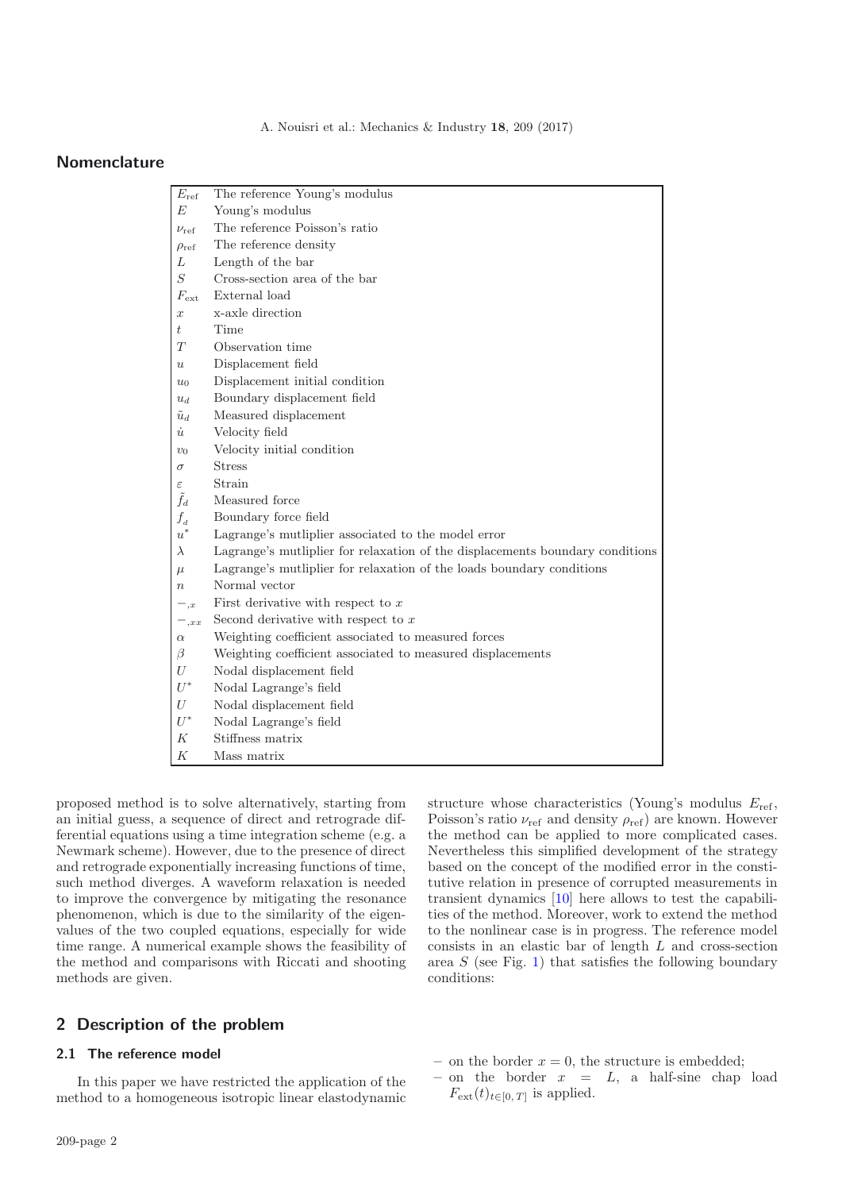## Nomenclature

| | |
|---|---|
| $E_{\text{ref}}$ | The reference Young's modulus |
| $E$ | Young's modulus |
| $\nu_{\text{ref}}$ | The reference Poisson's ratio |
| $\rho_{\text{ref}}$ | The reference density |
| $L$ | Length of the bar |
| $S$ | Cross-section area of the bar |
| $F_{\text{ext}}$ | External load |
| $x$ | x-axle direction |
| $t$ | Time |
| $T$ | Observation time |
| $u$ | Displacement field |
| $u_0$ | Displacement initial condition |
| $u_d$ | Boundary displacement field |
| $\tilde{u}_d$ | Measured displacement |
| $\dot{u}$ | Velocity field |
| $v_0$ | Velocity initial condition |
| $\sigma$ | Stress |
| $\varepsilon$ | Strain |
| $\tilde{f}_d$ | Measured force |
| $f_d$ | Boundary force field |
| $u^*$ | Lagrange's mutliplier associated to the model error |
| $\lambda$ | Lagrange's mutliplier for relaxation of the displacements boundary conditions |
| $\mu$ | Lagrange's mutliplier for relaxation of the loads boundary conditions |
| $n$ | Normal vector |
| $-_{,x}$ | First derivative with respect to $x$ |
| $-_{,xx}$ | Second derivative with respect to $x$ |
| $\alpha$ | Weighting coefficient associated to measured forces |
| $\beta$ | Weighting coefficient associated to measured displacements |
| $U$ | Nodal displacement field |
| $U^*$ | Nodal Lagrange's field |
| $U$ | Nodal displacement field |
| $U^*$ | Nodal Lagrange's field |
| $K$ | Stiffness matrix |
| $K$ | Mass matrix |

proposed method is to solve alternatively, starting from an initial guess, a sequence of direct and retrograde differential equations using a time integration scheme (e.g. a Newmark scheme). However, due to the presence of direct and retrograde exponentially increasing functions of time, such method diverges. A waveform relaxation is needed to improve the convergence by mitigating the resonance phenomenon, which is due to the similarity of the eigenvalues of the two coupled equations, especially for wide time range. A numerical example shows the feasibility of the method and comparisons with Riccati and shooting methods are given.

## 2 Description of the problem

### 2.1 The reference model

In this paper we have restricted the application of the method to a homogeneous isotropic linear elastodynamic structure whose characteristics (Young's modulus $E_{\text{ref}}$, Poisson's ratio $\nu_{\text{ref}}$ and density $\rho_{\text{ref}}$) are known. However the method can be applied to more complicated cases. Nevertheless this simplified development of the strategy based on the concept of the modified error in the constitutive relation in presence of corrupted measurements in transient dynamics [10] here allows to test the capabilities of the method. Moreover, work to extend the method to the nonlinear case is in progress. The reference model consists in an elastic bar of length $L$ and cross-section area $S$ (see Fig. 1) that satisfies the following boundary conditions:

- on the border $x = 0$, the structure is embedded;
- on the border $x = L$, a half-sine chap load $F_{\text{ext}}(t)_{t\in[0,T]}$ is applied.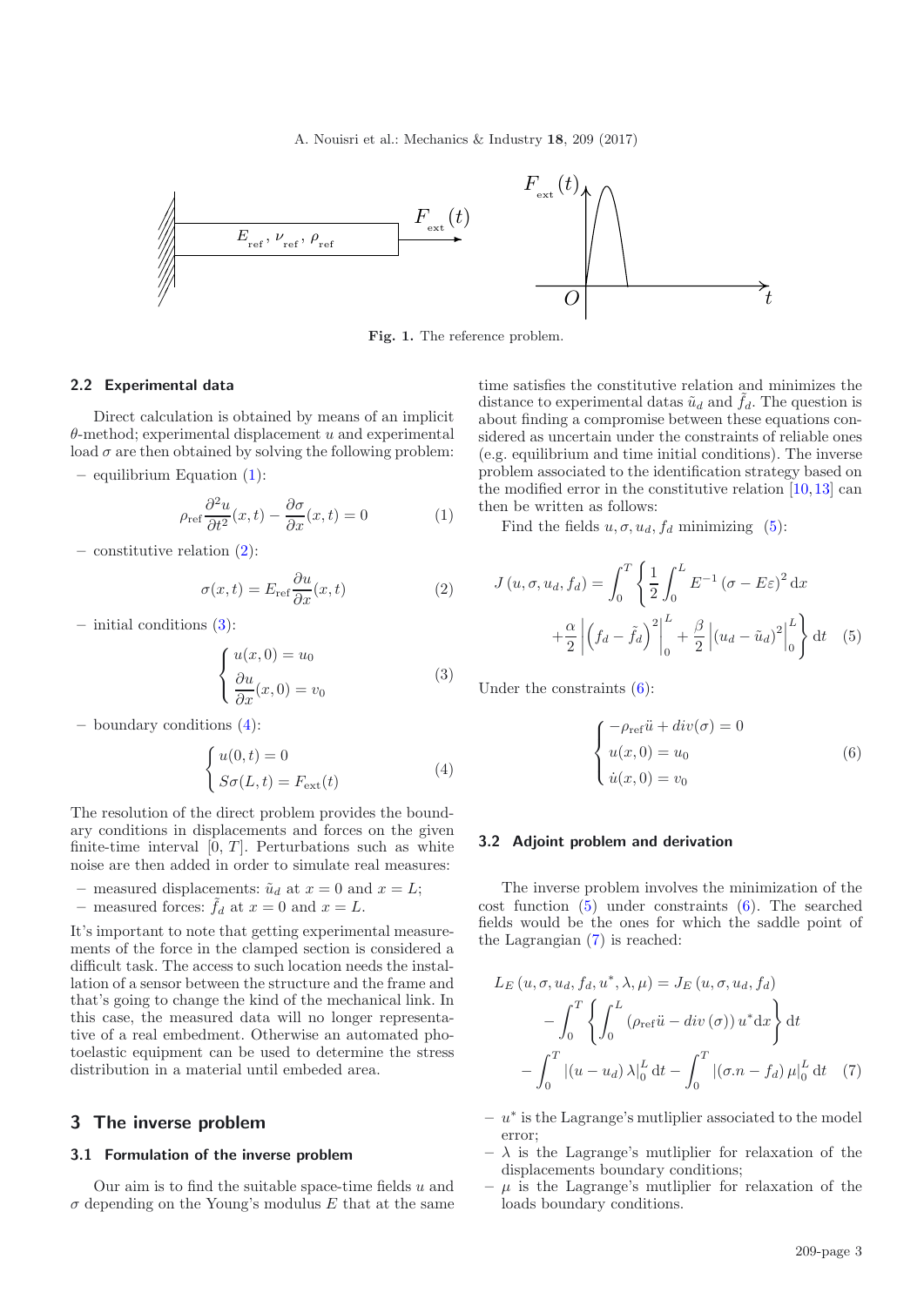Fig. 1. The reference problem.

### 2.2 Experimental data

Direct calculation is obtained by means of an implicit $\theta$-method; experimental displacement $u$ and experimental load $\sigma$ are then obtained by solving the following problem:

– equilibrium Equation (1):

$$\rho_{\text{ref}} \frac{\partial^2 u}{\partial t^2}(x,t) - \frac{\partial \sigma}{\partial x}(x,t) = 0 \tag{1}$$

– constitutive relation (2):

$$\sigma(x,t) = E_{\text{ref}} \frac{\partial u}{\partial x}(x,t) \tag{2}$$

– initial conditions (3):

$$\begin{cases} u(x,0) = u_0 \\ \dfrac{\partial u}{\partial x}(x,0) = v_0 \end{cases} \tag{3}$$

– boundary conditions (4):

$$\begin{cases} u(0,t) = 0 \\ S\sigma(L,t) = F_{\text{ext}}(t) \end{cases} \tag{4}$$

The resolution of the direct problem provides the boundary conditions in displacements and forces on the given finite-time interval $[0,\, T]$. Perturbations such as white noise are then added in order to simulate real measures:

– measured displacements: $\tilde{u}_d$ at $x = 0$ and $x = L$;
– measured forces: $\tilde{f}_d$ at $x = 0$ and $x = L$.

It's important to note that getting experimental measurements of the force in the clamped section is considered a difficult task. The access to such location needs the installation of a sensor between the structure and the frame and that's going to change the kind of the mechanical link. In this case, the measured data will no longer representative of a real embedment. Otherwise an automated photoelastic equipment can be used to determine the stress distribution in a material until embeded area.

## 3 The inverse problem

### 3.1 Formulation of the inverse problem

Our aim is to find the suitable space-time fields $u$ and $\sigma$ depending on the Young's modulus $E$ that at the same time satisfies the constitutive relation and minimizes the distance to experimental datas $\tilde{u}_d$ and $\tilde{f}_d$. The question is about finding a compromise between these equations considered as uncertain under the constraints of reliable ones (e.g. equilibrium and time initial conditions). The inverse problem associated to the identification strategy based on the modified error in the constitutive relation [10,13] can then be written as follows:

Find the fields $u, \sigma, u_d, f_d$ minimizing (5):

$$J\left(u, \sigma, u_d, f_d\right) = \int_0^T \left\{ \frac{1}{2} \int_0^L E^{-1} \left(\sigma - E\varepsilon\right)^2 \mathrm{d}x + \frac{\alpha}{2} \left| \left(f_d - \tilde{f}_d\right)^2 \right|_0^L + \frac{\beta}{2} \left| \left(u_d - \tilde{u}_d\right)^2 \right|_0^L \right\} \mathrm{d}t \tag{5}$$

Under the constraints (6):

$$\begin{cases} -\rho_{\text{ref}} \ddot{u} + div(\sigma) = 0 \\ u(x,0) = u_0 \\ \dot{u}(x,0) = v_0 \end{cases} \tag{6}$$

### 3.2 Adjoint problem and derivation

The inverse problem involves the minimization of the cost function (5) under constraints (6). The searched fields would be the ones for which the saddle point of the Lagrangian (7) is reached:

$$L_E\left(u, \sigma, u_d, f_d, u^*, \lambda, \mu\right) = J_E\left(u, \sigma, u_d, f_d\right) - \int_0^T \left\{ \int_0^L \left(\rho_{\text{ref}} \ddot{u} - div\left(\sigma\right)\right) u^* \mathrm{d}x \right\} \mathrm{d}t - \int_0^T \left| \left(u - u_d\right) \lambda \right|_0^L \mathrm{d}t - \int_0^T \left| \left(\sigma.n - f_d\right) \mu \right|_0^L \mathrm{d}t \tag{7}$$

– $u^*$ is the Lagrange's mutliplier associated to the model error;
– $\lambda$ is the Lagrange's mutliplier for relaxation of the displacements boundary conditions;
– $\mu$ is the Lagrange's mutliplier for relaxation of the loads boundary conditions.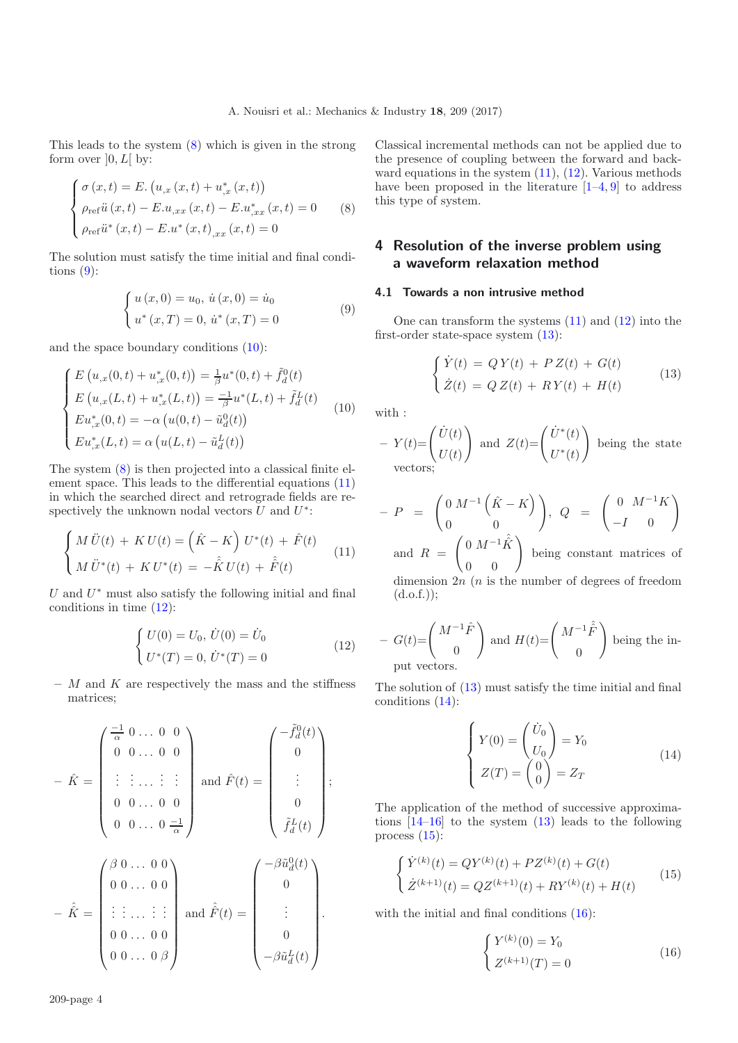This leads to the system (8) which is given in the strong form over $]0, L[$ by:

$$
\begin{cases}
\sigma(x,t) = E.\left(u_{,x}(x,t) + u^*_{,x}(x,t)\right) \\
\rho_{\text{ref}}\ddot{u}(x,t) - E.u_{,xx}(x,t) - E.u^*_{,xx}(x,t) = 0 \\
\rho_{\text{ref}}\ddot{u}^*(x,t) - E.u^*(x,t)_{,xx}(x,t) = 0
\end{cases}
\tag{8}
$$

The solution must satisfy the time initial and final conditions (9):

$$
\begin{cases}
u(x,0) = u_0,\ \dot{u}(x,0) = \dot{u}_0 \\
u^*(x,T) = 0,\ \dot{u}^*(x,T) = 0
\end{cases}
\tag{9}
$$

and the space boundary conditions (10):

$$
\begin{cases}
E\left(u_{,x}(0,t) + u^*_{,x}(0,t)\right) = \frac{1}{\beta}u^*(0,t) + \tilde{f}^0_d(t) \\
E\left(u_{,x}(L,t) + u^*_{,x}(L,t)\right) = \frac{-1}{\beta}u^*(L,t) + \tilde{f}^L_d(t) \\
Eu^*_{,x}(0,t) = -\alpha\left(u(0,t) - \tilde{u}^0_d(t)\right) \\
Eu^*_{,x}(L,t) = \alpha\left(u(L,t) - \tilde{u}^L_d(t)\right)
\end{cases}
\tag{10}
$$

The system (8) is then projected into a classical finite element space. This leads to the differential equations (11) in which the searched direct and retrograde fields are respectively the unknown nodal vectors $U$ and $U^*$:

$$
\begin{cases}
M\,\ddot{U}(t) + K\,U(t) = \left(\hat{K} - K\right)U^*(t) + \hat{F}(t) \\
M\,\ddot{U}^*(t) + K\,U^*(t) = -\hat{\hat{K}}\,U(t) + \hat{\hat{F}}(t)
\end{cases}
\tag{11}
$$

$U$ and $U^*$ must also satisfy the following initial and final conditions in time (12):

$$
\begin{cases}
U(0) = U_0,\ \dot{U}(0) = \dot{U}_0 \\
U^*(T) = 0,\ \dot{U}^*(T) = 0
\end{cases}
\tag{12}
$$

- $M$ and $K$ are respectively the mass and the stiffness matrices;

- $\hat{K} = \begin{pmatrix} \frac{-1}{\alpha} & 0 & \dots & 0 & 0 \\ 0 & 0 & \dots & 0 & 0 \\ \vdots & \vdots & \dots & \vdots & \vdots \\ 0 & 0 & \dots & 0 & 0 \\ 0 & 0 & \dots & 0 & \frac{-1}{\alpha} \end{pmatrix}$ and $\hat{F}(t) = \begin{pmatrix} -\tilde{f}^0_d(t) \\ 0 \\ \vdots \\ 0 \\ \tilde{f}^L_d(t) \end{pmatrix}$;

- $\hat{\hat{K}} = \begin{pmatrix} \beta & 0 & \dots & 0 & 0 \\ 0 & 0 & \dots & 0 & 0 \\ \vdots & \vdots & \dots & \vdots & \vdots \\ 0 & 0 & \dots & 0 & 0 \\ 0 & 0 & \dots & 0 & \beta \end{pmatrix}$ and $\hat{\hat{F}}(t) = \begin{pmatrix} -\beta\tilde{u}^0_d(t) \\ 0 \\ \vdots \\ 0 \\ -\beta\tilde{u}^L_d(t) \end{pmatrix}$.

Classical incremental methods can not be applied due to the presence of coupling between the forward and backward equations in the system (11), (12). Various methods have been proposed in the literature [1–4, 9] to address this type of system.

## 4 Resolution of the inverse problem using a waveform relaxation method

### 4.1 Towards a non intrusive method

One can transform the systems (11) and (12) into the first-order state-space system (13):

$$
\begin{cases}
\dot{Y}(t) = Q\,Y(t) + P\,Z(t) + G(t) \\
\dot{Z}(t) = Q\,Z(t) + R\,Y(t) + H(t)
\end{cases}
\tag{13}
$$

with :

- $Y(t) = \begin{pmatrix} \dot{U}(t) \\ U(t) \end{pmatrix}$ and $Z(t) = \begin{pmatrix} \dot{U}^*(t) \\ U^*(t) \end{pmatrix}$ being the state vectors;

- $P = \begin{pmatrix} 0 & M^{-1}\left(\hat{K} - K\right) \\ 0 & 0 \end{pmatrix}$, $Q = \begin{pmatrix} 0 & M^{-1}K \\ -I & 0 \end{pmatrix}$ and $R = \begin{pmatrix} 0 & M^{-1}\hat{\hat{K}} \\ 0 & 0 \end{pmatrix}$ being constant matrices of dimension $2n$ ($n$ is the number of degrees of freedom (d.o.f.));

- $G(t) = \begin{pmatrix} M^{-1}\hat{F} \\ 0 \end{pmatrix}$ and $H(t) = \begin{pmatrix} M^{-1}\hat{\hat{F}} \\ 0 \end{pmatrix}$ being the input vectors.

The solution of (13) must satisfy the time initial and final conditions (14):

$$
\begin{cases}
Y(0) = \begin{pmatrix} \dot{U}_0 \\ U_0 \end{pmatrix} = Y_0 \\
Z(T) = \begin{pmatrix} 0 \\ 0 \end{pmatrix} = Z_T
\end{cases}
\tag{14}
$$

The application of the method of successive approximations [14–16] to the system (13) leads to the following process (15):

$$
\begin{cases}
\dot{Y}^{(k)}(t) = QY^{(k)}(t) + PZ^{(k)}(t) + G(t) \\
\dot{Z}^{(k+1)}(t) = QZ^{(k+1)}(t) + RY^{(k)}(t) + H(t)
\end{cases}
\tag{15}
$$

with the initial and final conditions (16):

$$
\begin{cases}
Y^{(k)}(0) = Y_0 \\
Z^{(k+1)}(T) = 0
\end{cases}
\tag{16}
$$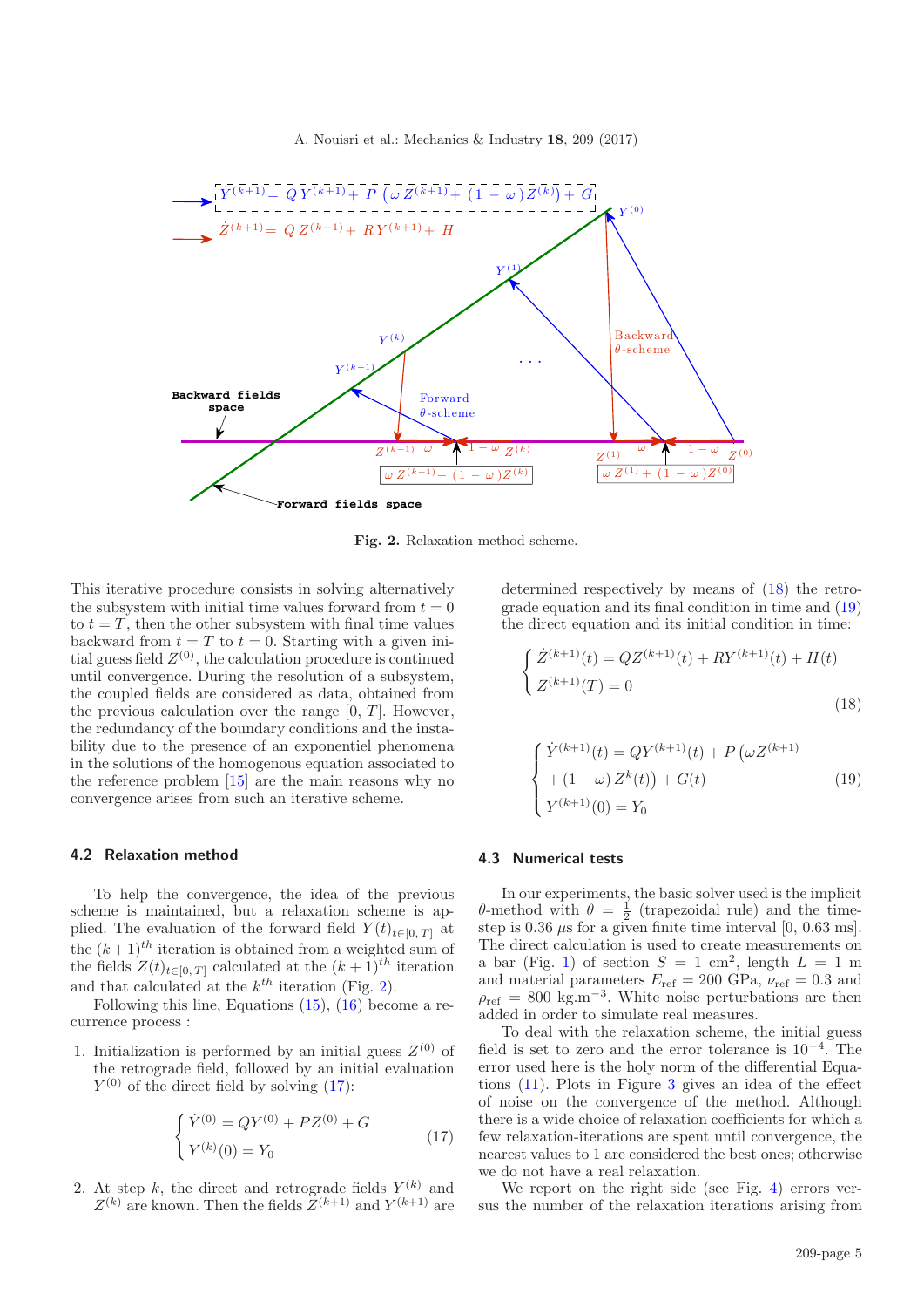Fig. 2. Relaxation method scheme.

This iterative procedure consists in solving alternatively the subsystem with initial time values forward from $t = 0$ to $t = T$, then the other subsystem with final time values backward from $t = T$ to $t = 0$. Starting with a given initial guess field $Z^{(0)}$, the calculation procedure is continued until convergence. During the resolution of a subsystem, the coupled fields are considered as data, obtained from the previous calculation over the range $[0, T]$. However, the redundancy of the boundary conditions and the instability due to the presence of an exponentiel phenomena in the solutions of the homogenous equation associated to the reference problem [15] are the main reasons why no convergence arises from such an iterative scheme.

### 4.2 Relaxation method

To help the convergence, the idea of the previous scheme is maintained, but a relaxation scheme is applied. The evaluation of the forward field $Y(t)_{t\in[0,T]}$ at the $(k+1)^{th}$ iteration is obtained from a weighted sum of the fields $Z(t)_{t\in[0,T]}$ calculated at the $(k+1)^{th}$ iteration and that calculated at the $k^{th}$ iteration (Fig. 2).

Following this line, Equations (15), (16) become a recurrence process :

1. Initialization is performed by an initial guess $Z^{(0)}$ of the retrograde field, followed by an initial evaluation $Y^{(0)}$ of the direct field by solving (17):

$$\begin{cases} \dot{Y}^{(0)} = QY^{(0)} + PZ^{(0)} + G \\ Y^{(k)}(0) = Y_0 \end{cases} \tag{17}$$

2. At step $k$, the direct and retrograde fields $Y^{(k)}$ and $Z^{(k)}$ are known. Then the fields $Z^{(k+1)}$ and $Y^{(k+1)}$ are determined respectively by means of (18) the retrograde equation and its final condition in time and (19) the direct equation and its initial condition in time:

$$\begin{cases} \dot{Z}^{(k+1)}(t) = QZ^{(k+1)}(t) + RY^{(k+1)}(t) + H(t) \\ Z^{(k+1)}(T) = 0 \end{cases} \tag{18}$$

$$\begin{cases} \dot{Y}^{(k+1)}(t) = QY^{(k+1)}(t) + P\left(\omega Z^{(k+1)} \right. \\ \left. + (1-\omega)\, Z^{k}(t)\right) + G(t) \\ Y^{(k+1)}(0) = Y_0 \end{cases} \tag{19}$$

### 4.3 Numerical tests

In our experiments, the basic solver used is the implicit $\theta$-method with $\theta = \frac{1}{2}$ (trapezoidal rule) and the time-step is 0.36 $\mu$s for a given finite time interval [0, 0.63 ms]. The direct calculation is used to create measurements on a bar (Fig. 1) of section $S = 1$ cm$^2$, length $L = 1$ m and material parameters $E_{\text{ref}} = 200$ GPa, $\nu_{\text{ref}} = 0.3$ and $\rho_{\text{ref}} = 800$ kg.m$^{-3}$. White noise perturbations are then added in order to simulate real measures.

To deal with the relaxation scheme, the initial guess field is set to zero and the error tolerance is $10^{-4}$. The error used here is the holy norm of the differential Equations (11). Plots in Figure 3 gives an idea of the effect of noise on the convergence of the method. Although there is a wide choice of relaxation coefficients for which a few relaxation-iterations are spent until convergence, the nearest values to 1 are considered the best ones; otherwise we do not have a real relaxation.

We report on the right side (see Fig. 4) errors versus the number of the relaxation iterations arising from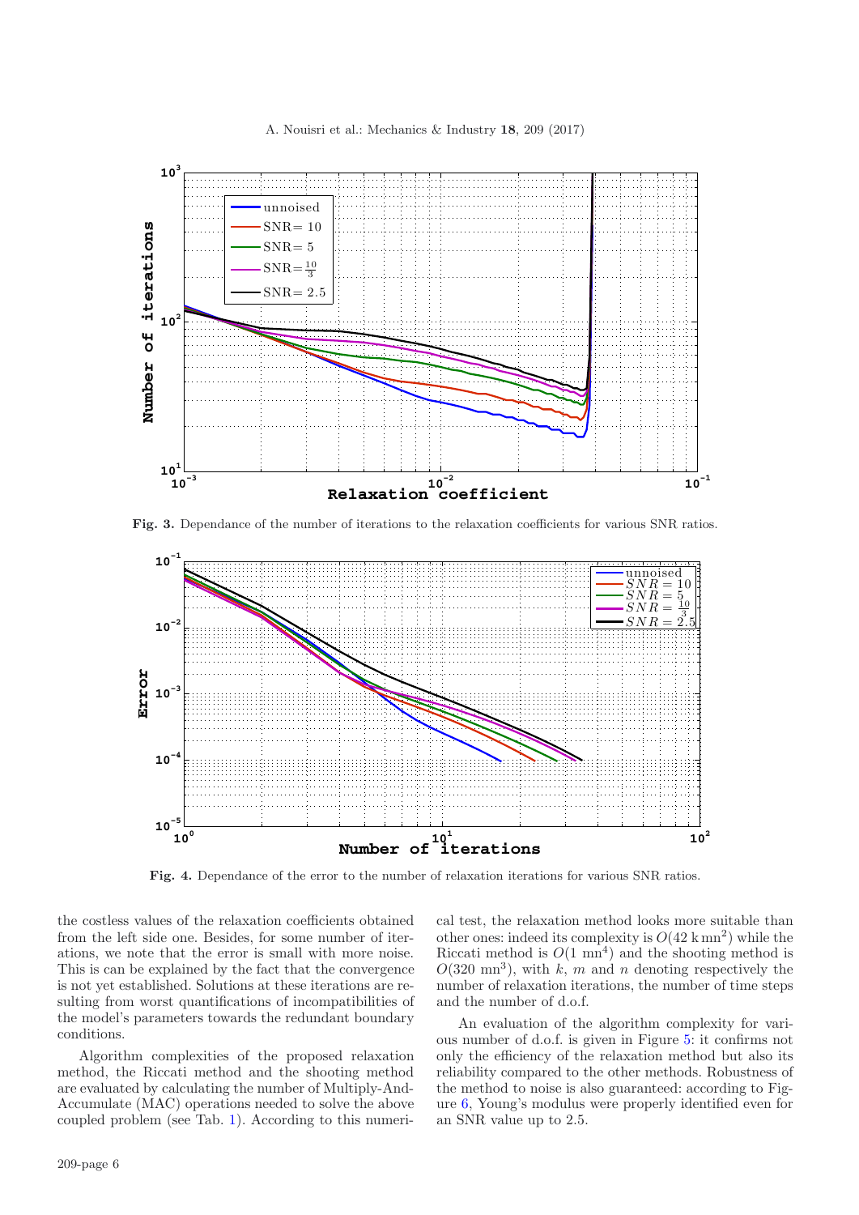Fig. 3. Dependance of the number of iterations to the relaxation coefficients for various SNR ratios.

Fig. 4. Dependance of the error to the number of relaxation iterations for various SNR ratios.

the costless values of the relaxation coefficients obtained from the left side one. Besides, for some number of iterations, we note that the error is small with more noise. This is can be explained by the fact that the convergence is not yet established. Solutions at these iterations are resulting from worst quantifications of incompatibilities of the model's parameters towards the redundant boundary conditions.

Algorithm complexities of the proposed relaxation method, the Riccati method and the shooting method are evaluated by calculating the number of Multiply-And-Accumulate (MAC) operations needed to solve the above coupled problem (see Tab. 1). According to this numerical test, the relaxation method looks more suitable than other ones: indeed its complexity is $O(42\,\mathrm{k\,mn}^2)$ while the Riccati method is $O(1\,\mathrm{mn}^4)$ and the shooting method is $O(320\,\mathrm{mn}^3)$, with $k$, $m$ and $n$ denoting respectively the number of relaxation iterations, the number of time steps and the number of d.o.f.

An evaluation of the algorithm complexity for various number of d.o.f. is given in Figure 5: it confirms not only the efficiency of the relaxation method but also its reliability compared to the other methods. Robustness of the method to noise is also guaranteed: according to Figure 6, Young's modulus were properly identified even for an SNR value up to 2.5.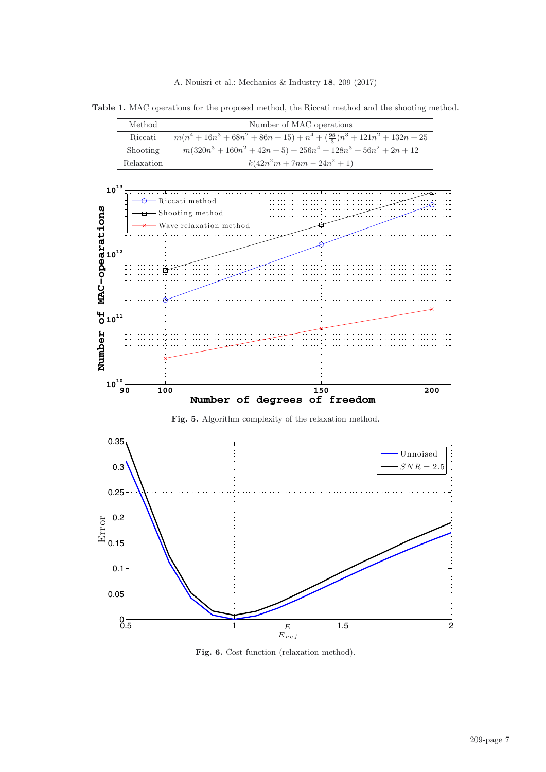**Table 1.** MAC operations for the proposed method, the Riccati method and the shooting method.

| Method | Number of MAC operations |
|---|---|
| Riccati | $m(n^4 + 16n^3 + 68n^2 + 86n + 15) + n^4 + (\frac{98}{3})n^3 + 121n^2 + 132n + 25$ |
| Shooting | $m(320n^3 + 160n^2 + 42n + 5) + 256n^4 + 128n^3 + 56n^2 + 2n + 12$ |
| Relaxation | $k(42n^2m + 7nm - 24n^2 + 1)$ |

**Fig. 5.** Algorithm complexity of the relaxation method.

**Fig. 6.** Cost function (relaxation method).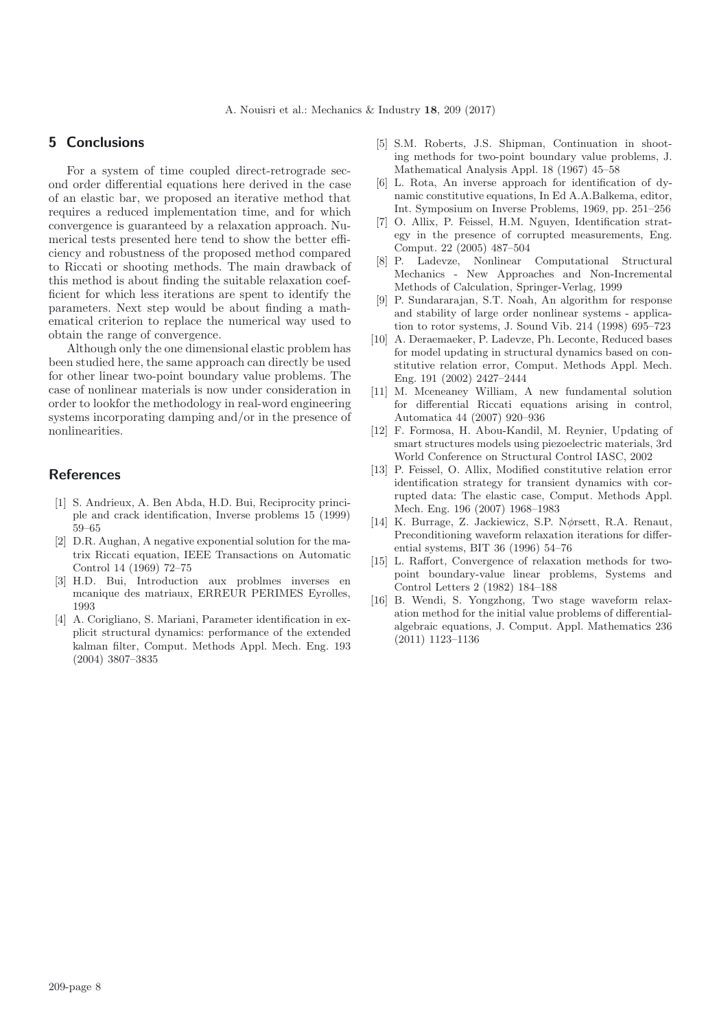## 5 Conclusions

For a system of time coupled direct-retrograde second order differential equations here derived in the case of an elastic bar, we proposed an iterative method that requires a reduced implementation time, and for which convergence is guaranteed by a relaxation approach. Numerical tests presented here tend to show the better efficiency and robustness of the proposed method compared to Riccati or shooting methods. The main drawback of this method is about finding the suitable relaxation coefficient for which less iterations are spent to identify the parameters. Next step would be about finding a mathematical criterion to replace the numerical way used to obtain the range of convergence.

Although only the one dimensional elastic problem has been studied here, the same approach can directly be used for other linear two-point boundary value problems. The case of nonlinear materials is now under consideration in order to lookfor the methodology in real-word engineering systems incorporating damping and/or in the presence of nonlinearities.

## References

[1] S. Andrieux, A. Ben Abda, H.D. Bui, Reciprocity principle and crack identification, Inverse problems 15 (1999) 59–65

[2] D.R. Aughan, A negative exponential solution for the matrix Riccati equation, IEEE Transactions on Automatic Control 14 (1969) 72–75

[3] H.D. Bui, Introduction aux problmes inverses en mcanique des matriaux, ERREUR PERIMES Eyrolles, 1993

[4] A. Corigliano, S. Mariani, Parameter identification in explicit structural dynamics: performance of the extended kalman filter, Comput. Methods Appl. Mech. Eng. 193 (2004) 3807–3835

[5] S.M. Roberts, J.S. Shipman, Continuation in shooting methods for two-point boundary value problems, J. Mathematical Analysis Appl. 18 (1967) 45–58

[6] L. Rota, An inverse approach for identification of dynamic constitutive equations, In Ed A.A.Balkema, editor, Int. Symposium on Inverse Problems, 1969, pp. 251–256

[7] O. Allix, P. Feissel, H.M. Nguyen, Identification strategy in the presence of corrupted measurements, Eng. Comput. 22 (2005) 487–504

[8] P. Ladevze, Nonlinear Computational Structural Mechanics - New Approaches and Non-Incremental Methods of Calculation, Springer-Verlag, 1999

[9] P. Sundararajan, S.T. Noah, An algorithm for response and stability of large order nonlinear systems - application to rotor systems, J. Sound Vib. 214 (1998) 695–723

[10] A. Deraemaeker, P. Ladevze, Ph. Leconte, Reduced bases for model updating in structural dynamics based on constitutive relation error, Comput. Methods Appl. Mech. Eng. 191 (2002) 2427–2444

[11] M. Mceneaney William, A new fundamental solution for differential Riccati equations arising in control, Automatica 44 (2007) 920–936

[12] F. Formosa, H. Abou-Kandil, M. Reynier, Updating of smart structures models using piezoelectric materials, 3rd World Conference on Structural Control IASC, 2002

[13] P. Feissel, O. Allix, Modified constitutive relation error identification strategy for transient dynamics with corrupted data: The elastic case, Comput. Methods Appl. Mech. Eng. 196 (2007) 1968–1983

[14] K. Burrage, Z. Jackiewicz, S.P. N$\phi$rsett, R.A. Renaut, Preconditioning waveform relaxation iterations for differential systems, BIT 36 (1996) 54–76

[15] L. Raffort, Convergence of relaxation methods for two-point boundary-value linear problems, Systems and Control Letters 2 (1982) 184–188

[16] B. Wendi, S. Yongzhong, Two stage waveform relaxation method for the initial value problems of differential-algebraic equations, J. Comput. Appl. Mathematics 236 (2011) 1123–1136